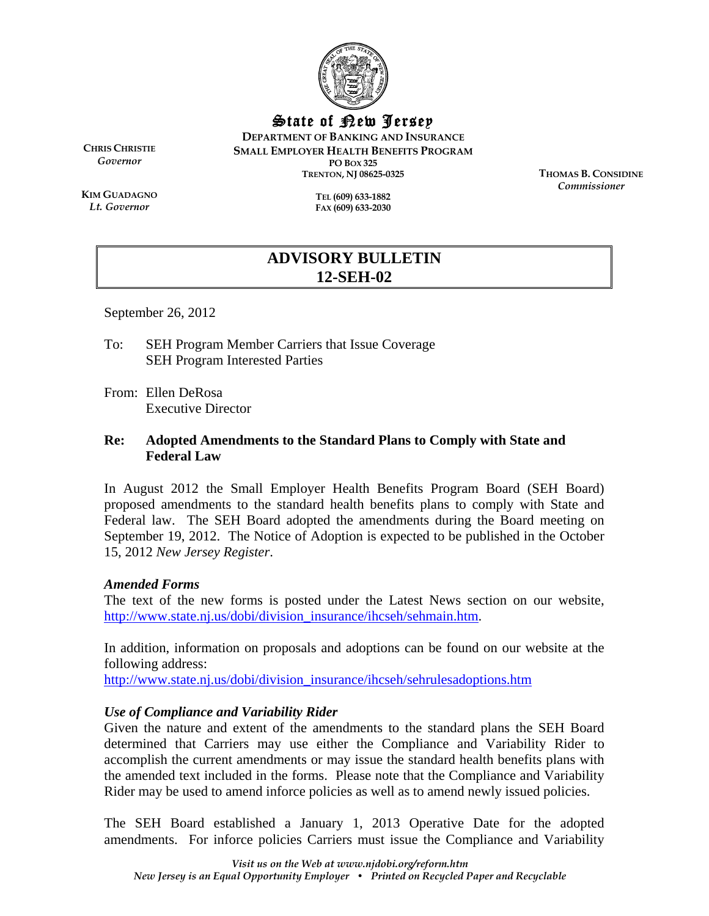State of New Jersey

DEPARTMENT OF BANKING AND INSURANCE
SMALL EMPLOYER HEALTH BENEFITS PROGRAM
PO BOX 325
TRENTON, NJ 08625-0325

TEL (609) 633-1882
FAX (609) 633-2030

CHRIS CHRISTIE
*Governor*

KIM GUADAGNO
*Lt. Governor*

THOMAS B. CONSIDINE
*Commissioner*

# ADVISORY BULLETIN 12-SEH-02

September 26, 2012

To: SEH Program Member Carriers that Issue Coverage
SEH Program Interested Parties

From: Ellen DeRosa
Executive Director

**Re: Adopted Amendments to the Standard Plans to Comply with State and Federal Law**

In August 2012 the Small Employer Health Benefits Program Board (SEH Board) proposed amendments to the standard health benefits plans to comply with State and Federal law. The SEH Board adopted the amendments during the Board meeting on September 19, 2012. The Notice of Adoption is expected to be published in the October 15, 2012 *New Jersey Register*.

### *Amended Forms*

The text of the new forms is posted under the Latest News section on our website, http://www.state.nj.us/dobi/division_insurance/ihcseh/sehmain.htm.

In addition, information on proposals and adoptions can be found on our website at the following address:
http://www.state.nj.us/dobi/division_insurance/ihcseh/sehrulesadoptions.htm

### *Use of Compliance and Variability Rider*

Given the nature and extent of the amendments to the standard plans the SEH Board determined that Carriers may use either the Compliance and Variability Rider to accomplish the current amendments or may issue the standard health benefits plans with the amended text included in the forms. Please note that the Compliance and Variability Rider may be used to amend inforce policies as well as to amend newly issued policies.

The SEH Board established a January 1, 2013 Operative Date for the adopted amendments. For inforce policies Carriers must issue the Compliance and Variability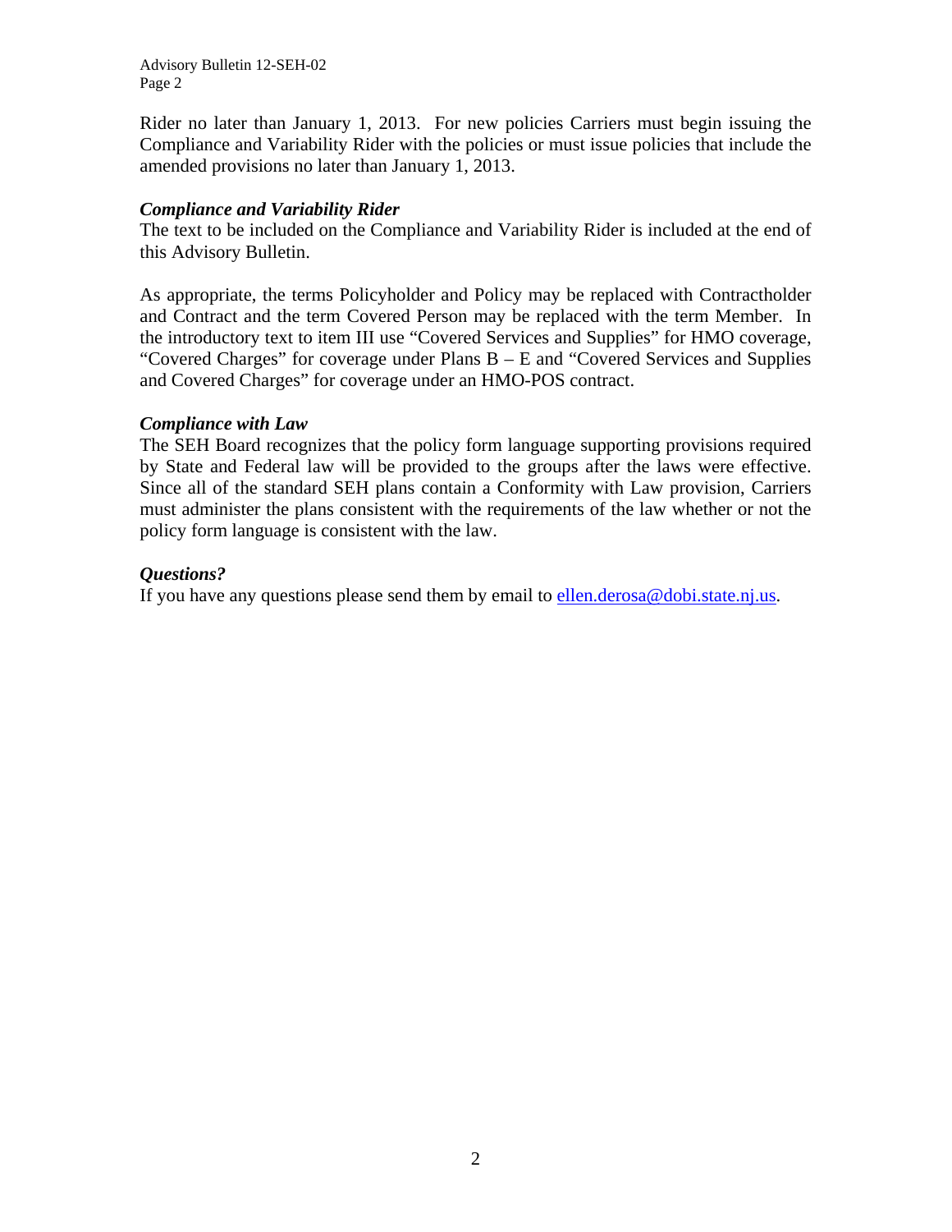Rider no later than January 1, 2013. For new policies Carriers must begin issuing the Compliance and Variability Rider with the policies or must issue policies that include the amended provisions no later than January 1, 2013.

***Compliance and Variability Rider***

The text to be included on the Compliance and Variability Rider is included at the end of this Advisory Bulletin.

As appropriate, the terms Policyholder and Policy may be replaced with Contractholder and Contract and the term Covered Person may be replaced with the term Member. In the introductory text to item III use "Covered Services and Supplies" for HMO coverage, "Covered Charges" for coverage under Plans B – E and "Covered Services and Supplies and Covered Charges" for coverage under an HMO-POS contract.

***Compliance with Law***

The SEH Board recognizes that the policy form language supporting provisions required by State and Federal law will be provided to the groups after the laws were effective. Since all of the standard SEH plans contain a Conformity with Law provision, Carriers must administer the plans consistent with the requirements of the law whether or not the policy form language is consistent with the law.

***Questions?***

If you have any questions please send them by email to ellen.derosa@dobi.state.nj.us.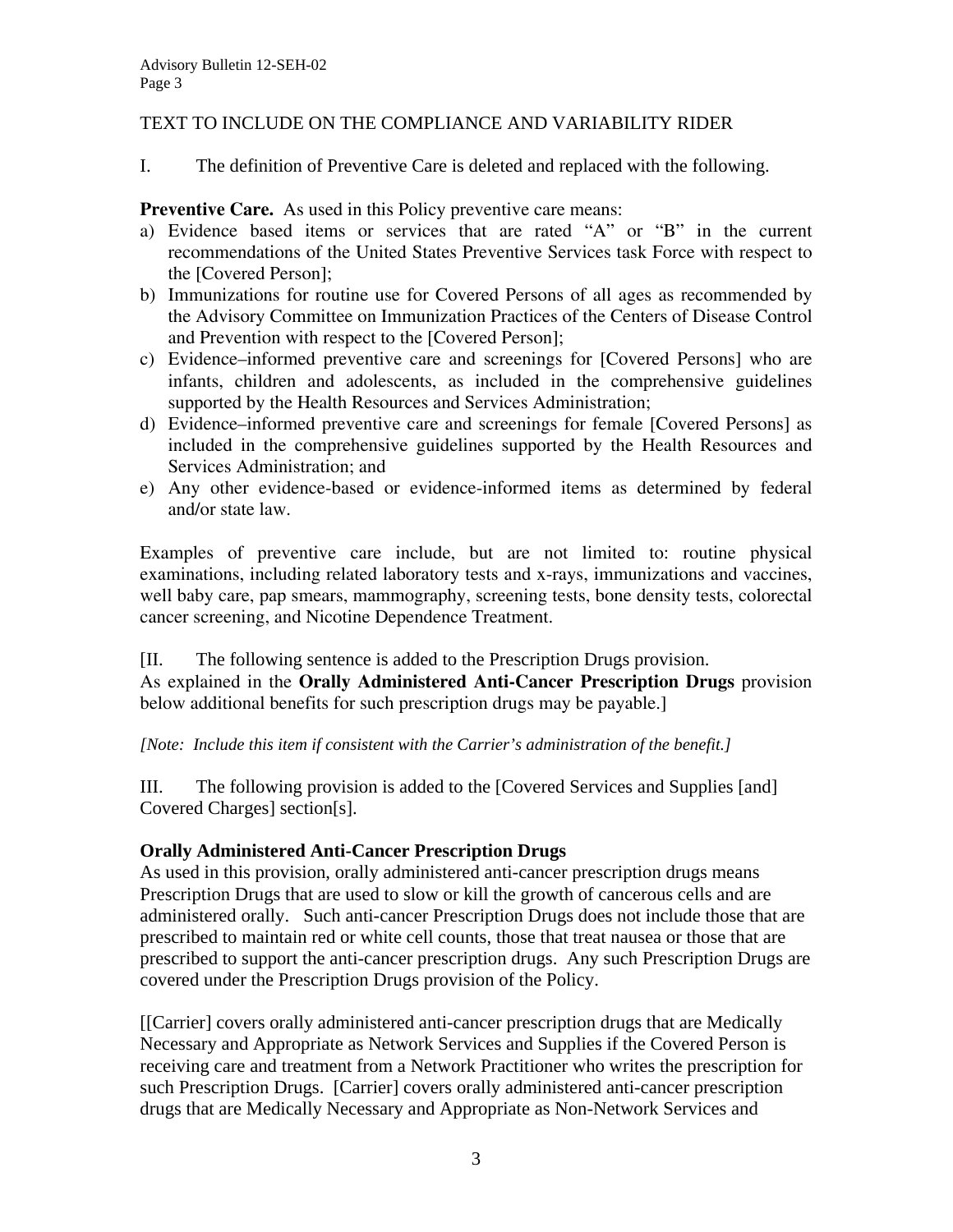TEXT TO INCLUDE ON THE COMPLIANCE AND VARIABILITY RIDER

I. The definition of Preventive Care is deleted and replaced with the following.

**Preventive Care.** As used in this Policy preventive care means:

a) Evidence based items or services that are rated "A" or "B" in the current recommendations of the United States Preventive Services task Force with respect to the [Covered Person];
b) Immunizations for routine use for Covered Persons of all ages as recommended by the Advisory Committee on Immunization Practices of the Centers of Disease Control and Prevention with respect to the [Covered Person];
c) Evidence–informed preventive care and screenings for [Covered Persons] who are infants, children and adolescents, as included in the comprehensive guidelines supported by the Health Resources and Services Administration;
d) Evidence–informed preventive care and screenings for female [Covered Persons] as included in the comprehensive guidelines supported by the Health Resources and Services Administration; and
e) Any other evidence-based or evidence-informed items as determined by federal and/or state law.

Examples of preventive care include, but are not limited to: routine physical examinations, including related laboratory tests and x-rays, immunizations and vaccines, well baby care, pap smears, mammography, screening tests, bone density tests, colorectal cancer screening, and Nicotine Dependence Treatment.

[II. The following sentence is added to the Prescription Drugs provision.
As explained in the **Orally Administered Anti-Cancer Prescription Drugs** provision below additional benefits for such prescription drugs may be payable.]

*[Note: Include this item if consistent with the Carrier's administration of the benefit.]*

III. The following provision is added to the [Covered Services and Supplies [and] Covered Charges] section[s].

**Orally Administered Anti-Cancer Prescription Drugs**

As used in this provision, orally administered anti-cancer prescription drugs means Prescription Drugs that are used to slow or kill the growth of cancerous cells and are administered orally. Such anti-cancer Prescription Drugs does not include those that are prescribed to maintain red or white cell counts, those that treat nausea or those that are prescribed to support the anti-cancer prescription drugs. Any such Prescription Drugs are covered under the Prescription Drugs provision of the Policy.

[[Carrier] covers orally administered anti-cancer prescription drugs that are Medically Necessary and Appropriate as Network Services and Supplies if the Covered Person is receiving care and treatment from a Network Practitioner who writes the prescription for such Prescription Drugs. [Carrier] covers orally administered anti-cancer prescription drugs that are Medically Necessary and Appropriate as Non-Network Services and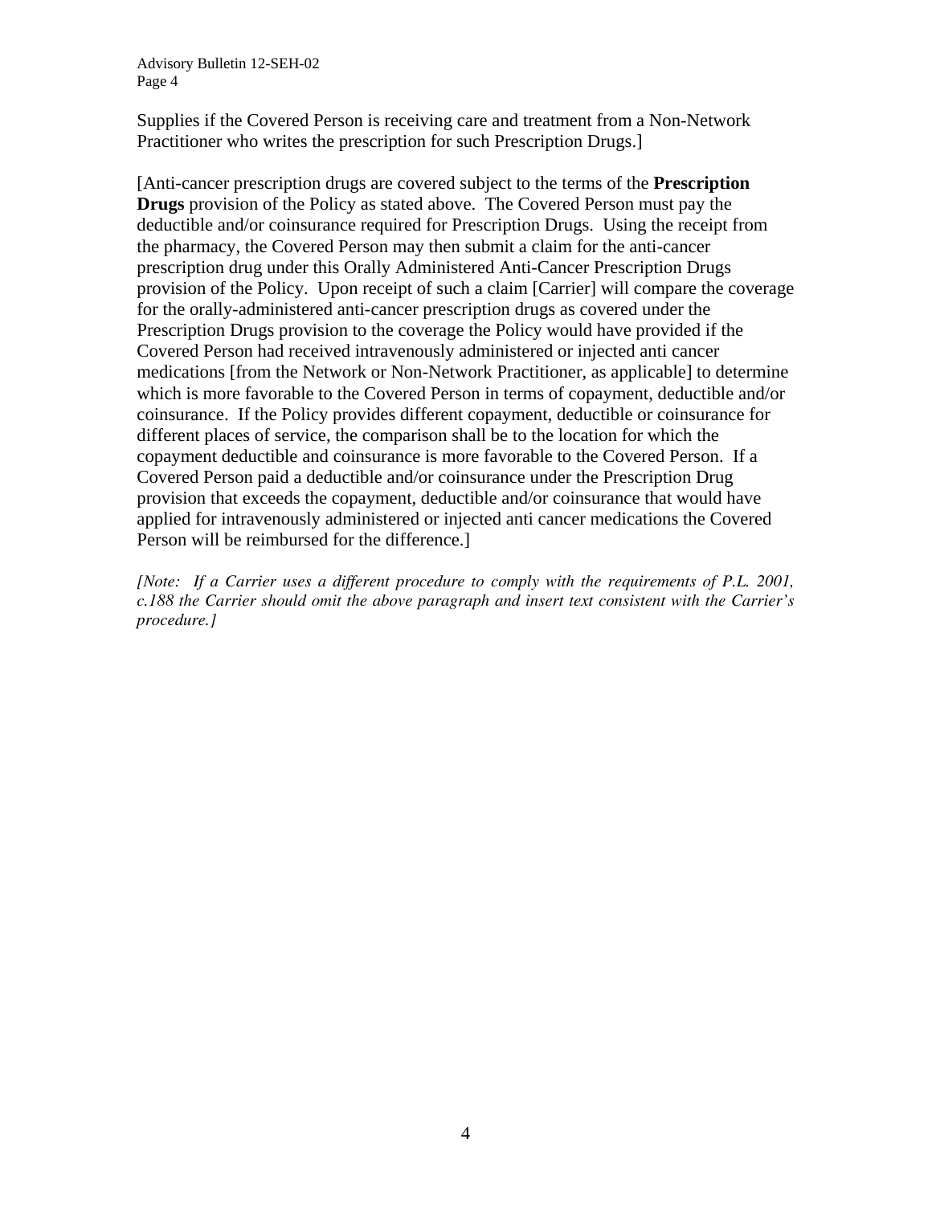Supplies if the Covered Person is receiving care and treatment from a Non-Network Practitioner who writes the prescription for such Prescription Drugs.]

[Anti-cancer prescription drugs are covered subject to the terms of the **Prescription Drugs** provision of the Policy as stated above. The Covered Person must pay the deductible and/or coinsurance required for Prescription Drugs. Using the receipt from the pharmacy, the Covered Person may then submit a claim for the anti-cancer prescription drug under this Orally Administered Anti-Cancer Prescription Drugs provision of the Policy. Upon receipt of such a claim [Carrier] will compare the coverage for the orally-administered anti-cancer prescription drugs as covered under the Prescription Drugs provision to the coverage the Policy would have provided if the Covered Person had received intravenously administered or injected anti cancer medications [from the Network or Non-Network Practitioner, as applicable] to determine which is more favorable to the Covered Person in terms of copayment, deductible and/or coinsurance. If the Policy provides different copayment, deductible or coinsurance for different places of service, the comparison shall be to the location for which the copayment deductible and coinsurance is more favorable to the Covered Person. If a Covered Person paid a deductible and/or coinsurance under the Prescription Drug provision that exceeds the copayment, deductible and/or coinsurance that would have applied for intravenously administered or injected anti cancer medications the Covered Person will be reimbursed for the difference.]

*[Note: If a Carrier uses a different procedure to comply with the requirements of P.L. 2001, c.188 the Carrier should omit the above paragraph and insert text consistent with the Carrier's procedure.]*